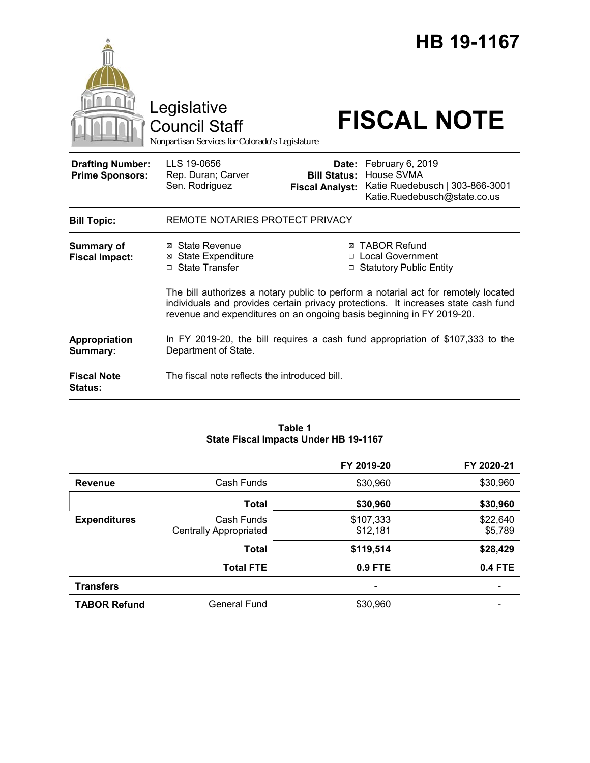# HB 19-1167

Legislative Council Staff

Nonpartisan Services for Colorado's Legislature

# FISCAL NOTE

| | | | |
|---|---|---|---|
| **Drafting Number:** | LLS 19-0656 | **Date:** | February 6, 2019 |
| **Prime Sponsors:** | Rep. Duran; Carver<br>Sen. Rodriguez | **Bill Status:** | House SVMA |
| | | **Fiscal Analyst:** | Katie Ruedebusch \| 303-866-3001<br>Katie.Ruedebusch@state.co.us |

| | |
|---|---|
| **Bill Topic:** | REMOTE NOTARIES PROTECT PRIVACY |
| **Summary of Fiscal Impact:** | ☒ State Revenue<br>☒ State Expenditure<br>☐ State Transfer<br>☒ TABOR Refund<br>☐ Local Government<br>☐ Statutory Public Entity<br><br>The bill authorizes a notary public to perform a notarial act for remotely located individuals and provides certain privacy protections. It increases state cash fund revenue and expenditures on an ongoing basis beginning in FY 2019-20. |
| **Appropriation Summary:** | In FY 2019-20, the bill requires a cash fund appropriation of $107,333 to the Department of State. |
| **Fiscal Note Status:** | The fiscal note reflects the introduced bill. |

**Table 1**
**State Fiscal Impacts Under HB 19-1167**

| | | FY 2019-20 | FY 2020-21 |
|---|---|---|---|
| **Revenue** | Cash Funds | $30,960 | $30,960 |
| | **Total** | **$30,960** | **$30,960** |
| **Expenditures** | Cash Funds<br>Centrally Appropriated | $107,333<br>$12,181 | $22,640<br>$5,789 |
| | **Total** | **$119,514** | **$28,429** |
| | **Total FTE** | **0.9 FTE** | **0.4 FTE** |
| **Transfers** | | - | - |
| **TABOR Refund** | General Fund | $30,960 | - |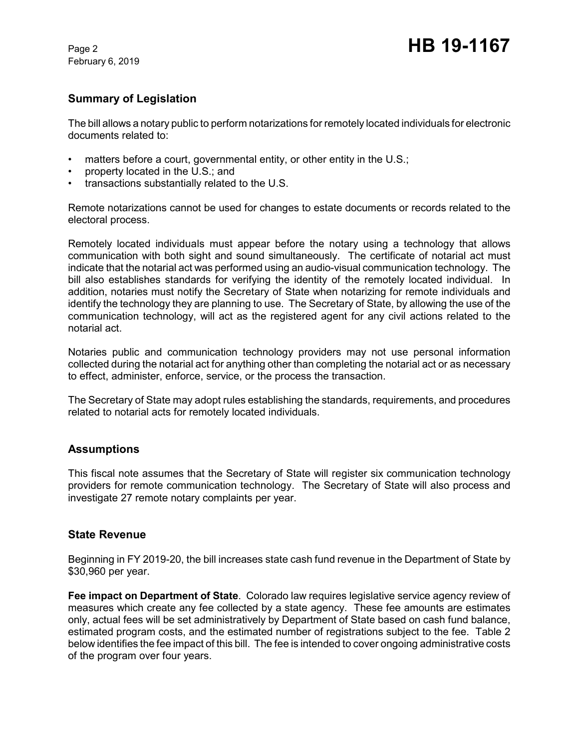## Summary of Legislation

The bill allows a notary public to perform notarizations for remotely located individuals for electronic documents related to:

- matters before a court, governmental entity, or other entity in the U.S.;
- property located in the U.S.; and
- transactions substantially related to the U.S.

Remote notarizations cannot be used for changes to estate documents or records related to the electoral process.

Remotely located individuals must appear before the notary using a technology that allows communication with both sight and sound simultaneously. The certificate of notarial act must indicate that the notarial act was performed using an audio-visual communication technology. The bill also establishes standards for verifying the identity of the remotely located individual. In addition, notaries must notify the Secretary of State when notarizing for remote individuals and identify the technology they are planning to use. The Secretary of State, by allowing the use of the communication technology, will act as the registered agent for any civil actions related to the notarial act.

Notaries public and communication technology providers may not use personal information collected during the notarial act for anything other than completing the notarial act or as necessary to effect, administer, enforce, service, or the process the transaction.

The Secretary of State may adopt rules establishing the standards, requirements, and procedures related to notarial acts for remotely located individuals.

## Assumptions

This fiscal note assumes that the Secretary of State will register six communication technology providers for remote communication technology. The Secretary of State will also process and investigate 27 remote notary complaints per year.

## State Revenue

Beginning in FY 2019-20, the bill increases state cash fund revenue in the Department of State by $30,960 per year.

**Fee impact on Department of State**. Colorado law requires legislative service agency review of measures which create any fee collected by a state agency. These fee amounts are estimates only, actual fees will be set administratively by Department of State based on cash fund balance, estimated program costs, and the estimated number of registrations subject to the fee. Table 2 below identifies the fee impact of this bill. The fee is intended to cover ongoing administrative costs of the program over four years.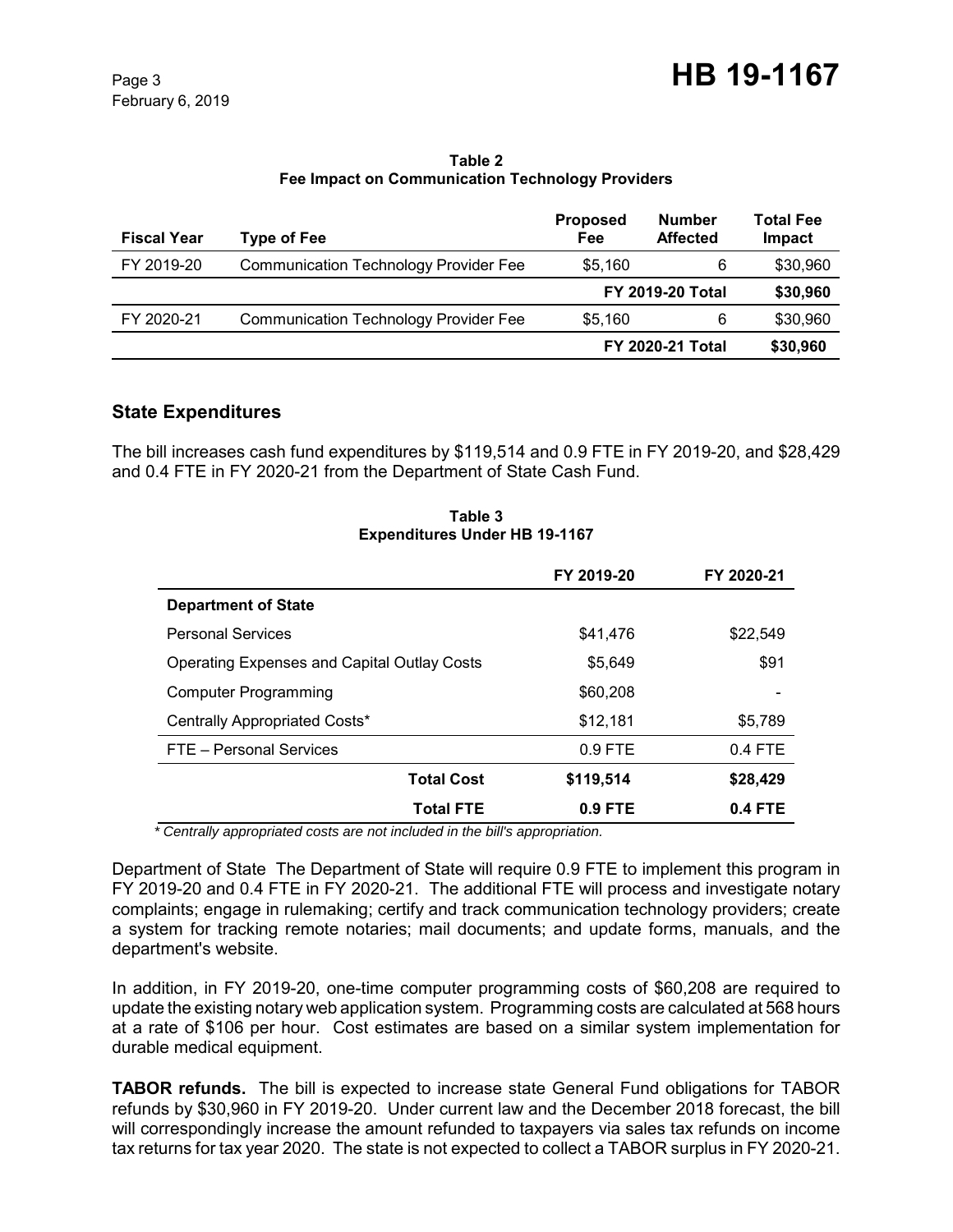**Table 2**
**Fee Impact on Communication Technology Providers**

| Fiscal Year | Type of Fee | Proposed Fee | Number Affected | Total Fee Impact |
|---|---|---|---|---|
| FY 2019-20 | Communication Technology Provider Fee | $5,160 | 6 | $30,960 |
| | | **FY 2019-20 Total** | | **$30,960** |
| FY 2020-21 | Communication Technology Provider Fee | $5,160 | 6 | $30,960 |
| | | **FY 2020-21 Total** | | **$30,960** |

## State Expenditures

The bill increases cash fund expenditures by $119,514 and 0.9 FTE in FY 2019-20, and $28,429 and 0.4 FTE in FY 2020-21 from the Department of State Cash Fund.

**Table 3**
**Expenditures Under HB 19-1167**

| | FY 2019-20 | FY 2020-21 |
|---|---|---|
| **Department of State** | | |
| Personal Services | $41,476 | $22,549 |
| Operating Expenses and Capital Outlay Costs | $5,649 | $91 |
| Computer Programming | $60,208 | - |
| Centrally Appropriated Costs* | $12,181 | $5,789 |
| FTE – Personal Services | 0.9 FTE | 0.4 FTE |
| **Total Cost** | **$119,514** | **$28,429** |
| **Total FTE** | **0.9 FTE** | **0.4 FTE** |

*\* Centrally appropriated costs are not included in the bill's appropriation.*

Department of State The Department of State will require 0.9 FTE to implement this program in FY 2019-20 and 0.4 FTE in FY 2020-21. The additional FTE will process and investigate notary complaints; engage in rulemaking; certify and track communication technology providers; create a system for tracking remote notaries; mail documents; and update forms, manuals, and the department's website.

In addition, in FY 2019-20, one-time computer programming costs of $60,208 are required to update the existing notary web application system. Programming costs are calculated at 568 hours at a rate of $106 per hour. Cost estimates are based on a similar system implementation for durable medical equipment.

**TABOR refunds.** The bill is expected to increase state General Fund obligations for TABOR refunds by $30,960 in FY 2019-20. Under current law and the December 2018 forecast, the bill will correspondingly increase the amount refunded to taxpayers via sales tax refunds on income tax returns for tax year 2020. The state is not expected to collect a TABOR surplus in FY 2020-21.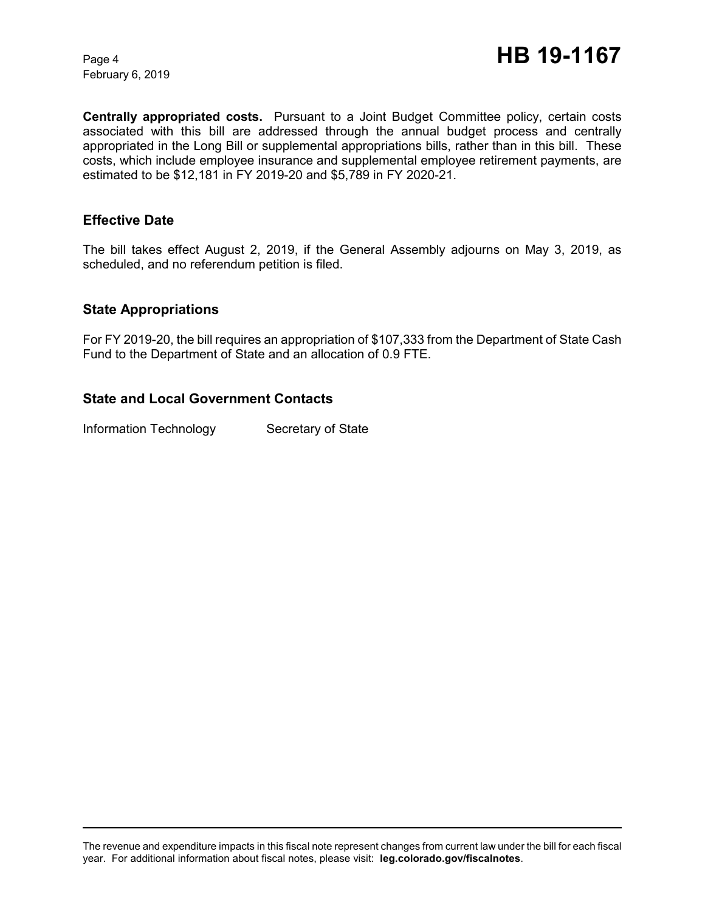**Centrally appropriated costs.** Pursuant to a Joint Budget Committee policy, certain costs associated with this bill are addressed through the annual budget process and centrally appropriated in the Long Bill or supplemental appropriations bills, rather than in this bill. These costs, which include employee insurance and supplemental employee retirement payments, are estimated to be $12,181 in FY 2019-20 and $5,789 in FY 2020-21.

## Effective Date

The bill takes effect August 2, 2019, if the General Assembly adjourns on May 3, 2019, as scheduled, and no referendum petition is filed.

## State Appropriations

For FY 2019-20, the bill requires an appropriation of $107,333 from the Department of State Cash Fund to the Department of State and an allocation of 0.9 FTE.

## State and Local Government Contacts

Information Technology          Secretary of State

The revenue and expenditure impacts in this fiscal note represent changes from current law under the bill for each fiscal year. For additional information about fiscal notes, please visit: **leg.colorado.gov/fiscalnotes**.